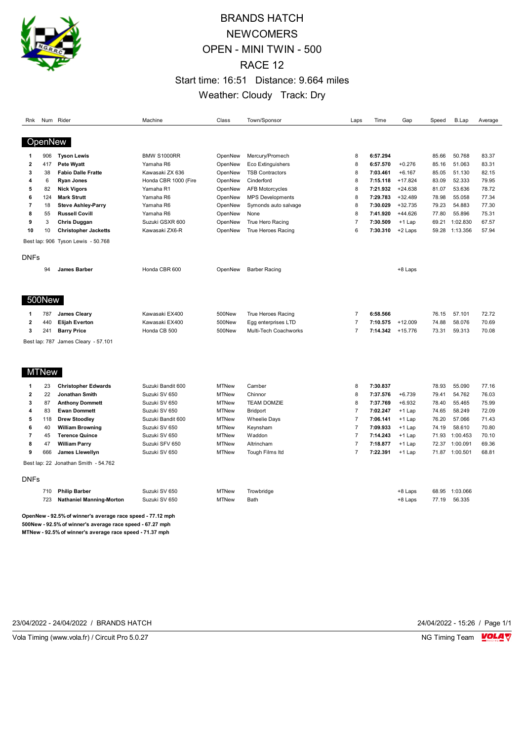# BRANDS HATCH
# NEWCOMERS
# OPEN - MINI TWIN - 500
# RACE 12

Start time: 16:51 Distance: 9.664 miles

Weather: Cloudy Track: Dry

## OpenNew

| Rnk | Num | Rider | Machine | Class | Town/Sponsor | Laps | Time | Gap | Speed | B.Lap | Average |
|---|---|---|---|---|---|---|---|---|---|---|---|
| 1 | 906 | **Tyson Lewis** | BMW S1000RR | OpenNew | Mercury/Promech | 8 | **6:57.294** | | 85.66 | 50.768 | 83.37 |
| 2 | 417 | **Pete Wyatt** | Yamaha R6 | OpenNew | Eco Extinguishers | 8 | **6:57.570** | +0.276 | 85.16 | 51.063 | 83.31 |
| 3 | 38 | **Fabio Dalle Fratte** | Kawasaki ZX 636 | OpenNew | TSB Contractors | 8 | **7:03.461** | +6.167 | 85.05 | 51.130 | 82.15 |
| 4 | 6 | **Ryan Jones** | Honda CBR 1000 (Fire | OpenNew | Cinderford | 8 | **7:15.118** | +17.824 | 83.09 | 52.333 | 79.95 |
| 5 | 82 | **Nick Vigors** | Yamaha R1 | OpenNew | AFB Motorcycles | 8 | **7:21.932** | +24.638 | 81.07 | 53.636 | 78.72 |
| 6 | 124 | **Mark Strutt** | Yamaha R6 | OpenNew | MPS Developments | 8 | **7:29.783** | +32.489 | 78.98 | 55.058 | 77.34 |
| 7 | 18 | **Steve Ashley-Parry** | Yamaha R6 | OpenNew | Symonds auto salvage | 8 | **7:30.029** | +32.735 | 79.23 | 54.883 | 77.30 |
| 8 | 55 | **Russell Covill** | Yamaha R6 | OpenNew | None | 8 | **7:41.920** | +44.626 | 77.80 | 55.896 | 75.31 |
| 9 | 3 | **Chris Duggan** | Suzuki GSXR 600 | OpenNew | True Hero Racing | 7 | **7:30.509** | +1 Lap | 69.21 | 1:02.830 | 67.57 |
| 10 | 10 | **Christopher Jacketts** | Kawasaki ZX6-R | OpenNew | True Heroes Racing | 6 | **7:30.310** | +2 Laps | 59.28 | 1:13.356 | 57.94 |

Best lap: 906 Tyson Lewis - 50.768

### DNFs

| Rnk | Num | Rider | Machine | Class | Town/Sponsor | Laps | Time | Gap | Speed | B.Lap | Average |
|---|---|---|---|---|---|---|---|---|---|---|---|
| | 94 | **James Barber** | Honda CBR 600 | OpenNew | Barber Racing | | | +8 Laps | | | |

## 500New

| Rnk | Num | Rider | Machine | Class | Town/Sponsor | Laps | Time | Gap | Speed | B.Lap | Average |
|---|---|---|---|---|---|---|---|---|---|---|---|
| 1 | 787 | **James Cleary** | Kawasaki EX400 | 500New | True Heroes Racing | 7 | **6:58.566** | | 76.15 | 57.101 | 72.72 |
| 2 | 440 | **Elijah Everton** | Kawasaki EX400 | 500New | Egg enterprises LTD | 7 | **7:10.575** | +12.009 | 74.88 | 58.076 | 70.69 |
| 3 | 241 | **Barry Price** | Honda CB 500 | 500New | Multi-Tech Coachworks | 7 | **7:14.342** | +15.776 | 73.31 | 59.313 | 70.08 |

Best lap: 787 James Cleary - 57.101

## MTNew

| Rnk | Num | Rider | Machine | Class | Town/Sponsor | Laps | Time | Gap | Speed | B.Lap | Average |
|---|---|---|---|---|---|---|---|---|---|---|---|
| 1 | 23 | **Christopher Edwards** | Suzuki Bandit 600 | MTNew | Camber | 8 | **7:30.837** | | 78.93 | 55.090 | 77.16 |
| 2 | 22 | **Jonathan Smith** | Suzuki SV 650 | MTNew | Chinnor | 8 | **7:37.576** | +6.739 | 79.41 | 54.762 | 76.03 |
| 3 | 87 | **Anthony Dommett** | Suzuki SV 650 | MTNew | TEAM DOMZIE | 8 | **7:37.769** | +6.932 | 78.40 | 55.465 | 75.99 |
| 4 | 83 | **Ewan Dommett** | Suzuki SV 650 | MTNew | Bridport | 7 | **7:02.247** | +1 Lap | 74.65 | 58.249 | 72.09 |
| 5 | 118 | **Drew Stoodley** | Suzuki Bandit 600 | MTNew | Wheelie Days | 7 | **7:06.141** | +1 Lap | 76.20 | 57.066 | 71.43 |
| 6 | 40 | **William Browning** | Suzuki SV 650 | MTNew | Keynsham | 7 | **7:09.933** | +1 Lap | 74.19 | 58.610 | 70.80 |
| 7 | 45 | **Terence Quince** | Suzuki SV 650 | MTNew | Waddon | 7 | **7:14.243** | +1 Lap | 71.93 | 1:00.453 | 70.10 |
| 8 | 47 | **William Parry** | Suzuki SFV 650 | MTNew | Altrincham | 7 | **7:18.877** | +1 Lap | 72.37 | 1:00.091 | 69.36 |
| 9 | 666 | **James Llewellyn** | Suzuki SV 650 | MTNew | Tough Films ltd | 7 | **7:22.391** | +1 Lap | 71.87 | 1:00.501 | 68.81 |

Best lap: 22 Jonathan Smith - 54.762

### DNFs

| Rnk | Num | Rider | Machine | Class | Town/Sponsor | Laps | Time | Gap | Speed | B.Lap | Average |
|---|---|---|---|---|---|---|---|---|---|---|---|
| | 710 | **Philip Barber** | Suzuki SV 650 | MTNew | Trowbridge | | | +8 Laps | 68.95 | 1:03.066 | |
| | 723 | **Nathaniel Manning-Morton** | Suzuki SV 650 | MTNew | Bath | | | +8 Laps | 77.19 | 56.335 | |

**OpenNew - 92.5% of winner's average race speed - 77.12 mph**
**500New - 92.5% of winner's average race speed - 67.27 mph**
**MTNew - 92.5% of winner's average race speed - 71.37 mph**

23/04/2022 - 24/04/2022 / BRANDS HATCH

24/04/2022 - 15:26

Vola Timing (www.vola.fr) / Circuit Pro 5.0.27

NG Timing Team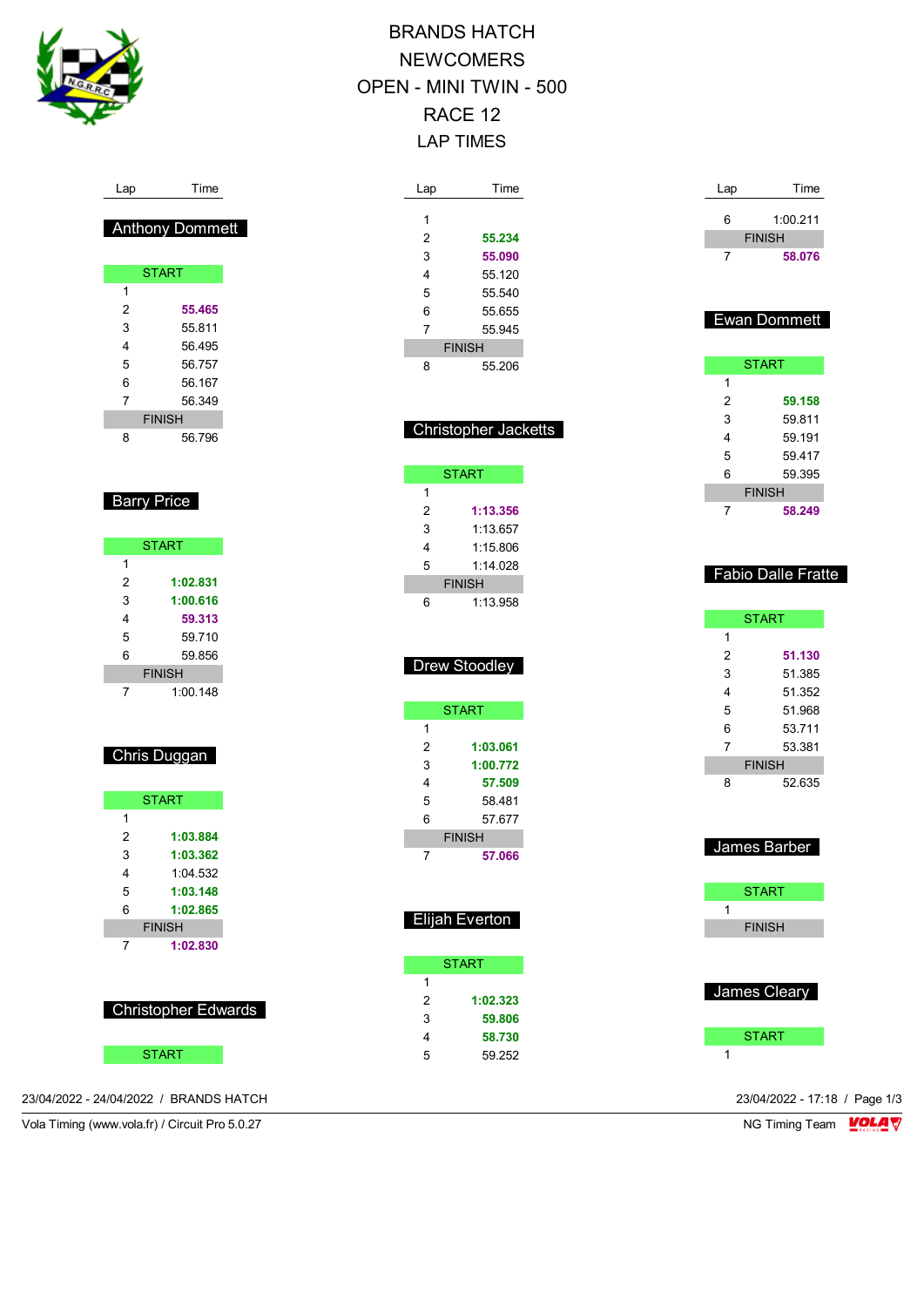# BRANDS HATCH
## NEWCOMERS
## OPEN - MINI TWIN - 500
## RACE 12
## LAP TIMES

### Anthony Dommett

| Lap | Time |
|---|---|
| START | |
| 1 | |
| 2 | **55.465** |
| 3 | 55.811 |
| 4 | 56.495 |
| 5 | 56.757 |
| 6 | 56.167 |
| 7 | 56.349 |
| FINISH | |
| 8 | 56.796 |

### Barry Price

| Lap | Time |
|---|---|
| START | |
| 1 | |
| 2 | **1:02.831** |
| 3 | **1:00.616** |
| 4 | **59.313** |
| 5 | 59.710 |
| 6 | 59.856 |
| FINISH | |
| 7 | 1:00.148 |

### Chris Duggan

| Lap | Time |
|---|---|
| START | |
| 1 | |
| 2 | **1:03.884** |
| 3 | **1:03.362** |
| 4 | 1:04.532 |
| 5 | **1:03.148** |
| 6 | **1:02.865** |
| FINISH | |
| 7 | **1:02.830** |

### Christopher Edwards

| Lap | Time |
|---|---|
| START | |
| 1 | |
| 2 | **55.234** |
| 3 | **55.090** |
| 4 | 55.120 |
| 5 | 55.540 |
| 6 | 55.655 |
| 7 | 55.945 |
| FINISH | |
| 8 | 55.206 |

### Christopher Jacketts

| Lap | Time |
|---|---|
| START | |
| 1 | |
| 2 | **1:13.356** |
| 3 | 1:13.657 |
| 4 | 1:15.806 |
| 5 | 1:14.028 |
| FINISH | |
| 6 | 1:13.958 |

### Drew Stoodley

| Lap | Time |
|---|---|
| START | |
| 1 | |
| 2 | **1:03.061** |
| 3 | **1:00.772** |
| 4 | **57.509** |
| 5 | 58.481 |
| 6 | 57.677 |
| FINISH | |
| 7 | **57.066** |

### Elijah Everton

| Lap | Time |
|---|---|
| START | |
| 1 | |
| 2 | **1:02.323** |
| 3 | **59.806** |
| 4 | **58.730** |
| 5 | 59.252 |
| 6 | 1:00.211 |
| FINISH | |
| 7 | **58.076** |

### Ewan Dommett

| Lap | Time |
|---|---|
| START | |
| 1 | |
| 2 | **59.158** |
| 3 | 59.811 |
| 4 | 59.191 |
| 5 | 59.417 |
| 6 | 59.395 |
| FINISH | |
| 7 | **58.249** |

### Fabio Dalle Fratte

| Lap | Time |
|---|---|
| START | |
| 1 | |
| 2 | **51.130** |
| 3 | 51.385 |
| 4 | 51.352 |
| 5 | 51.968 |
| 6 | 53.711 |
| 7 | 53.381 |
| FINISH | |
| 8 | 52.635 |

### James Barber

| Lap | Time |
|---|---|
| START | |
| 1 | |
| FINISH | |

### James Cleary

| Lap | Time |
|---|---|
| START | |
| 1 | |

23/04/2022 - 24/04/2022 / BRANDS HATCH

23/04/2022 - 17:18

Vola Timing (www.vola.fr) / Circuit Pro 5.0.27

NG Timing Team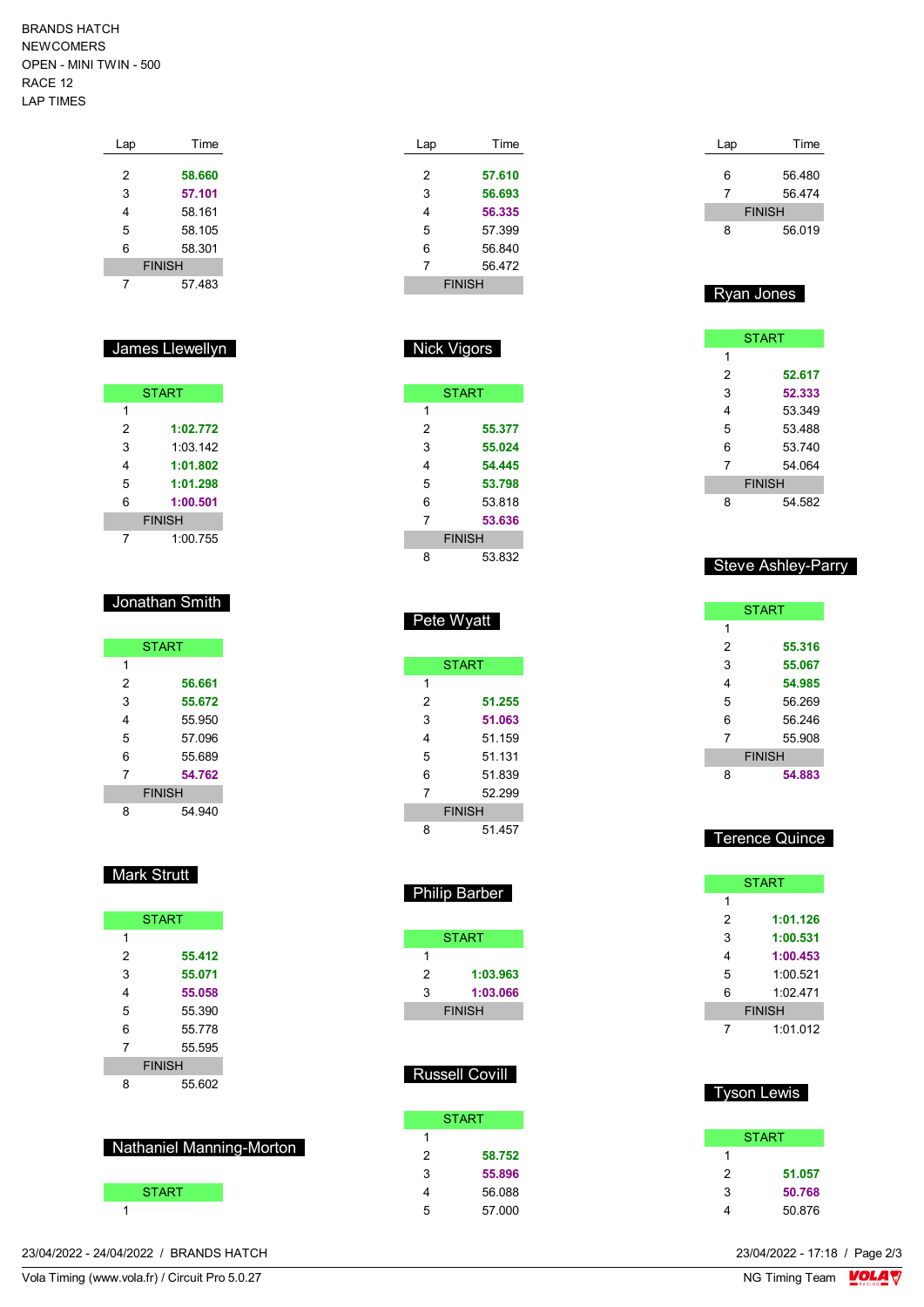BRANDS HATCH
NEWCOMERS
OPEN - MINI TWIN - 500
RACE 12
LAP TIMES

| Lap | Time |
|---|---|
| 2 | **58.660** |
| 3 | **57.101** |
| 4 | 58.161 |
| 5 | 58.105 |
| 6 | 58.301 |
| FINISH | |
| 7 | 57.483 |

## James Llewellyn

| Lap | Time |
|---|---|
| START | |
| 1 | |
| 2 | **1:02.772** |
| 3 | 1:03.142 |
| 4 | **1:01.802** |
| 5 | **1:01.298** |
| 6 | **1:00.501** |
| FINISH | |
| 7 | 1:00.755 |

## Jonathan Smith

| Lap | Time |
|---|---|
| START | |
| 1 | |
| 2 | **56.661** |
| 3 | **55.672** |
| 4 | 55.950 |
| 5 | 57.096 |
| 6 | 55.689 |
| 7 | **54.762** |
| FINISH | |
| 8 | 54.940 |

## Mark Strutt

| Lap | Time |
|---|---|
| START | |
| 1 | |
| 2 | **55.412** |
| 3 | **55.071** |
| 4 | **55.058** |
| 5 | 55.390 |
| 6 | 55.778 |
| 7 | 55.595 |
| FINISH | |
| 8 | 55.602 |

## Nathaniel Manning-Morton

| Lap | Time |
|---|---|
| START | |
| 1 | |

| Lap | Time |
|---|---|
| 2 | **57.610** |
| 3 | **56.693** |
| 4 | **56.335** |
| 5 | 57.399 |
| 6 | 56.840 |
| 7 | 56.472 |
| FINISH | |

## Nick Vigors

| Lap | Time |
|---|---|
| START | |
| 1 | |
| 2 | **55.377** |
| 3 | **55.024** |
| 4 | **54.445** |
| 5 | **53.798** |
| 6 | 53.818 |
| 7 | **53.636** |
| FINISH | |
| 8 | 53.832 |

## Pete Wyatt

| Lap | Time |
|---|---|
| START | |
| 1 | |
| 2 | **51.255** |
| 3 | **51.063** |
| 4 | 51.159 |
| 5 | 51.131 |
| 6 | 51.839 |
| 7 | 52.299 |
| FINISH | |
| 8 | 51.457 |

## Philip Barber

| Lap | Time |
|---|---|
| START | |
| 1 | |
| 2 | **1:03.963** |
| 3 | **1:03.066** |
| FINISH | |

## Russell Covill

| Lap | Time |
|---|---|
| START | |
| 1 | |
| 2 | **58.752** |
| 3 | **55.896** |
| 4 | 56.088 |
| 5 | 57.000 |

| Lap | Time |
|---|---|
| 6 | 56.480 |
| 7 | 56.474 |
| FINISH | |
| 8 | 56.019 |

## Ryan Jones

| Lap | Time |
|---|---|
| START | |
| 1 | |
| 2 | **52.617** |
| 3 | **52.333** |
| 4 | 53.349 |
| 5 | 53.488 |
| 6 | 53.740 |
| 7 | 54.064 |
| FINISH | |
| 8 | 54.582 |

## Steve Ashley-Parry

| Lap | Time |
|---|---|
| START | |
| 1 | |
| 2 | **55.316** |
| 3 | **55.067** |
| 4 | **54.985** |
| 5 | 56.269 |
| 6 | 56.246 |
| 7 | 55.908 |
| FINISH | |
| 8 | **54.883** |

## Terence Quince

| Lap | Time |
|---|---|
| START | |
| 1 | |
| 2 | **1:01.126** |
| 3 | **1:00.531** |
| 4 | **1:00.453** |
| 5 | 1:00.521 |
| 6 | 1:02.471 |
| FINISH | |
| 7 | 1:01.012 |

## Tyson Lewis

| Lap | Time |
|---|---|
| START | |
| 1 | |
| 2 | **51.057** |
| 3 | **50.768** |
| 4 | 50.876 |

23/04/2022 - 24/04/2022 / BRANDS HATCH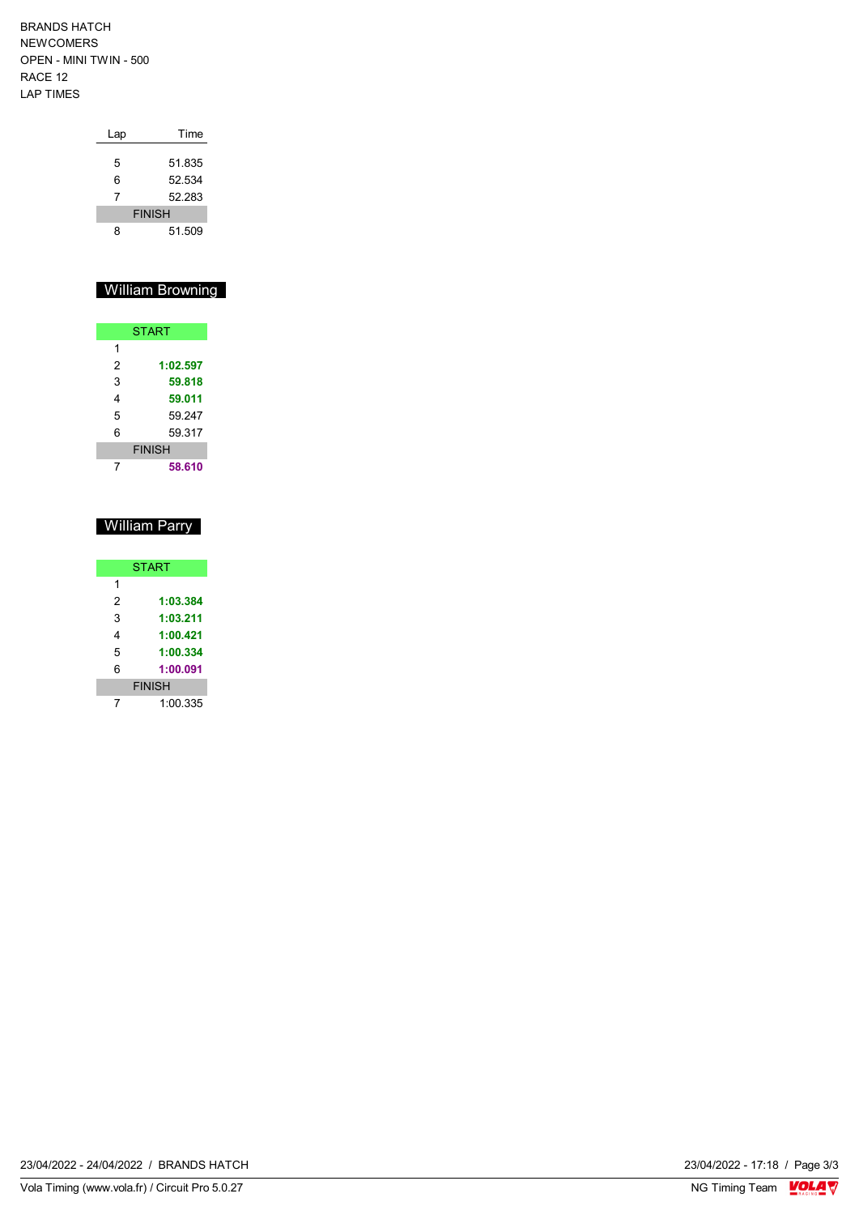BRANDS HATCH
NEWCOMERS
OPEN - MINI TWIN - 500
RACE 12
LAP TIMES

| Lap | Time |
|---|---|
| 5 | 51.835 |
| 6 | 52.534 |
| 7 | 52.283 |
| FINISH | |
| 8 | 51.509 |

## William Browning

| Lap | Time |
|---|---|
| START | |
| 1 | |
| 2 | **1:02.597** |
| 3 | **59.818** |
| 4 | **59.011** |
| 5 | 59.247 |
| 6 | 59.317 |
| FINISH | |
| 7 | **58.610** |

## William Parry

| Lap | Time |
|---|---|
| START | |
| 1 | |
| 2 | **1:03.384** |
| 3 | **1:03.211** |
| 4 | **1:00.421** |
| 5 | **1:00.334** |
| 6 | **1:00.091** |
| FINISH | |
| 7 | 1:00.335 |

23/04/2022 - 24/04/2022 / BRANDS HATCH

23/04/2022 - 17:18

Vola Timing (www.vola.fr) / Circuit Pro 5.0.27

NG Timing Team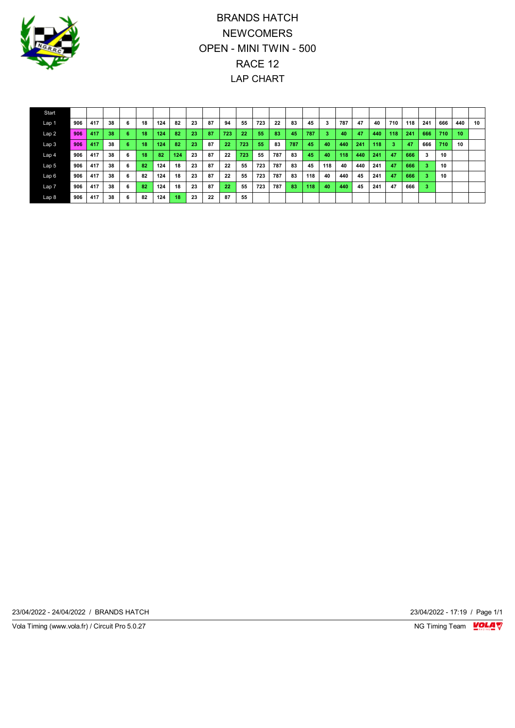# BRANDS HATCH

# NEWCOMERS

# OPEN - MINI TWIN - 500

# RACE 12

# LAP CHART

| Start | | | | | | | | | | | | | | | | | | | | | | | | | |
|---|---|---|---|---|---|---|---|---|---|---|---|---|---|---|---|---|---|---|---|---|---|---|---|---|---|
| Lap 1 | 906 | 417 | 38 | 6 | 18 | 124 | 82 | 23 | 87 | 94 | 55 | 723 | 22 | 83 | 45 | 3 | 787 | 47 | 40 | 710 | 118 | 241 | 666 | 440 | 10 |
| Lap 2 | 906 | 417 | 38 | 6 | 18 | 124 | 82 | 23 | 87 | 723 | 22 | 55 | 83 | 45 | 787 | 3 | 40 | 47 | 440 | 118 | 241 | 666 | 710 | 10 | |
| Lap 3 | 906 | 417 | 38 | 6 | 18 | 124 | 82 | 23 | 87 | 22 | 723 | 55 | 83 | 787 | 45 | 40 | 440 | 241 | 118 | 3 | 47 | 666 | 710 | 10 | |
| Lap 4 | 906 | 417 | 38 | 6 | 18 | 82 | 124 | 23 | 87 | 22 | 723 | 55 | 787 | 83 | 45 | 40 | 118 | 440 | 241 | 47 | 666 | 3 | 10 | | |
| Lap 5 | 906 | 417 | 38 | 6 | 82 | 124 | 18 | 23 | 87 | 22 | 55 | 723 | 787 | 83 | 45 | 118 | 40 | 440 | 241 | 47 | 666 | 3 | 10 | | |
| Lap 6 | 906 | 417 | 38 | 6 | 82 | 124 | 18 | 23 | 87 | 22 | 55 | 723 | 787 | 83 | 118 | 40 | 440 | 45 | 241 | 47 | 666 | 3 | 10 | | |
| Lap 7 | 906 | 417 | 38 | 6 | 82 | 124 | 18 | 23 | 87 | 22 | 55 | 723 | 787 | 83 | 118 | 40 | 440 | 45 | 241 | 47 | 666 | 3 | | | |
| Lap 8 | 906 | 417 | 38 | 6 | 82 | 124 | 18 | 23 | 22 | 87 | 55 | | | | | | | | | | | | | | |

23/04/2022 - 24/04/2022 / BRANDS HATCH

23/04/2022 - 17:19 / Page 1/1

Vola Timing (www.vola.fr) / Circuit Pro 5.0.27

NG Timing Team